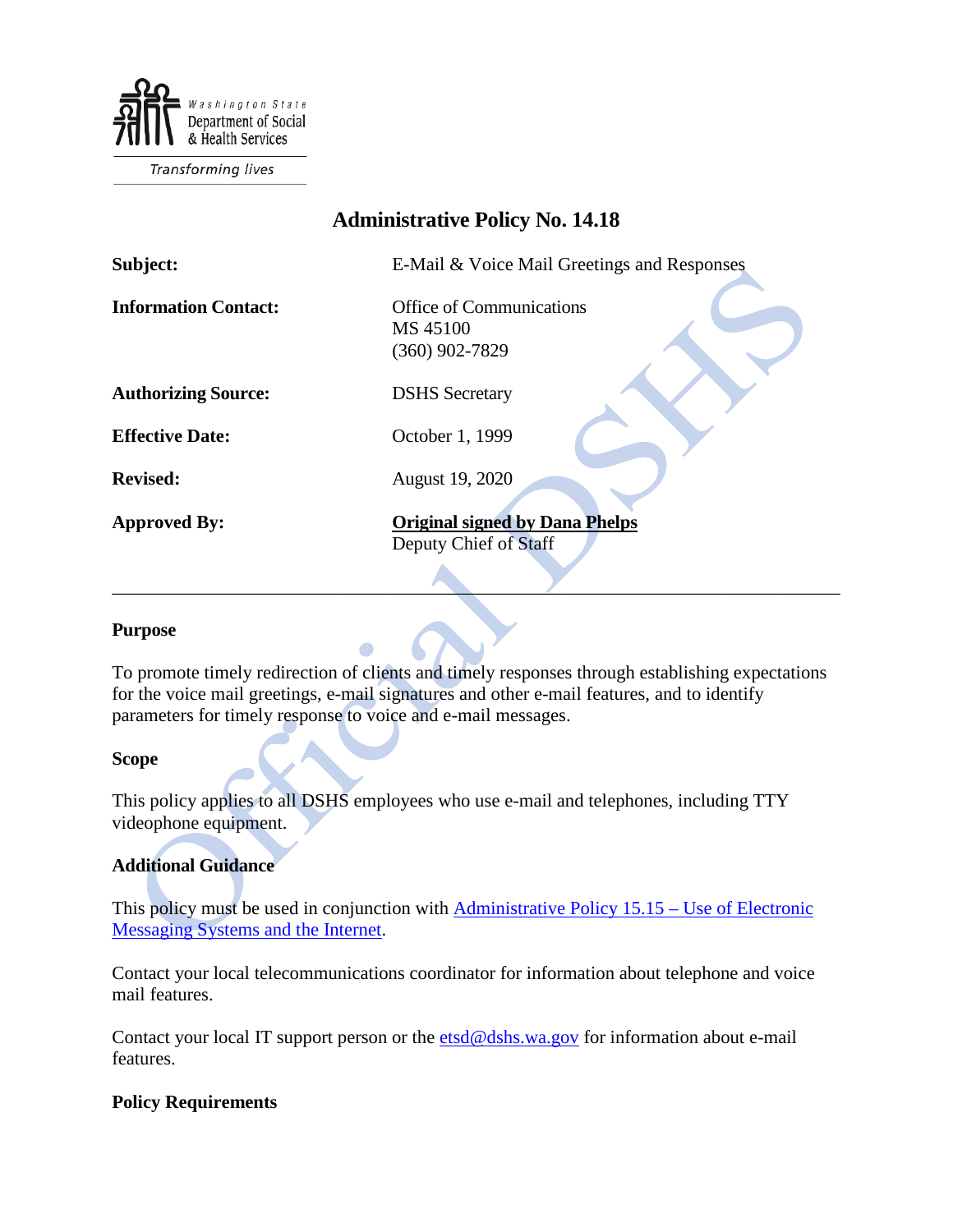Washington State Department of Social & Health Services

Transforming lives

# Administrative Policy No. 14.18

| | |
|---|---|
| **Subject:** | E-Mail & Voice Mail Greetings and Responses |
| **Information Contact:** | Office of Communications<br>MS 45100<br>(360) 902-7829 |
| **Authorizing Source:** | DSHS Secretary |
| **Effective Date:** | October 1, 1999 |
| **Revised:** | August 19, 2020 |
| **Approved By:** | **Original signed by Dana Phelps**<br>Deputy Chief of Staff |

---

### Purpose

To promote timely redirection of clients and timely responses through establishing expectations for the voice mail greetings, e-mail signatures and other e-mail features, and to identify parameters for timely response to voice and e-mail messages.

### Scope

This policy applies to all DSHS employees who use e-mail and telephones, including TTY videophone equipment.

### Additional Guidance

This policy must be used in conjunction with [Administrative Policy 15.15 – Use of Electronic Messaging Systems and the Internet](#).

Contact your local telecommunications coordinator for information about telephone and voice mail features.

Contact your local IT support person or the [etsd@dshs.wa.gov](mailto:etsd@dshs.wa.gov) for information about e-mail features.

### Policy Requirements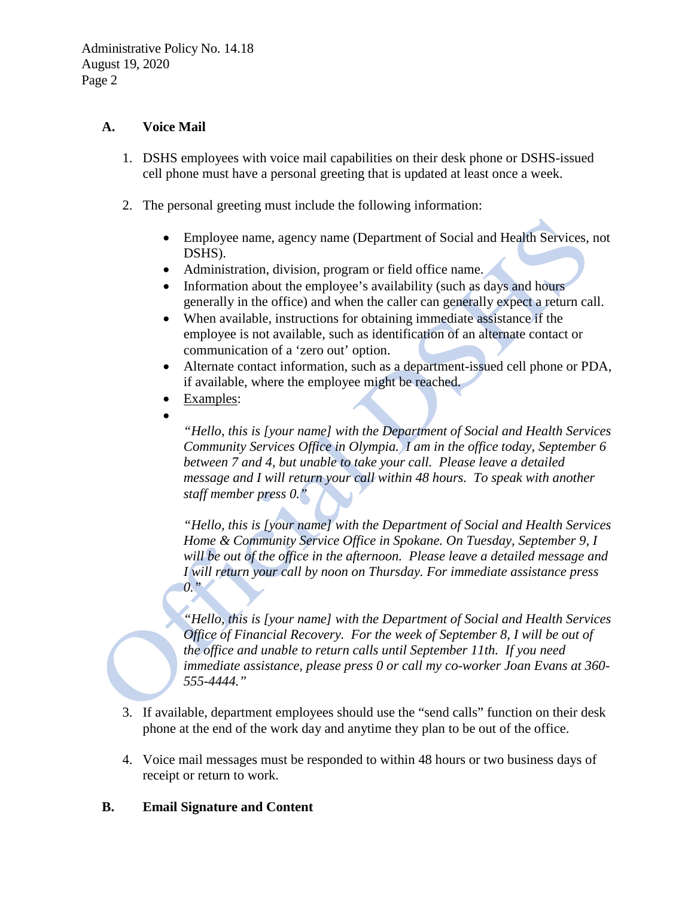### A. Voice Mail

1. DSHS employees with voice mail capabilities on their desk phone or DSHS-issued cell phone must have a personal greeting that is updated at least once a week.

2. The personal greeting must include the following information:

   - Employee name, agency name (Department of Social and Health Services, not DSHS).
   - Administration, division, program or field office name.
   - Information about the employee's availability (such as days and hours generally in the office) and when the caller can generally expect a return call.
   - When available, instructions for obtaining immediate assistance if the employee is not available, such as identification of an alternate contact or communication of a 'zero out' option.
   - Alternate contact information, such as a department-issued cell phone or PDA, if available, where the employee might be reached.
   - <u>Examples</u>:
   - *"Hello, this is [your name] with the Department of Social and Health Services Community Services Office in Olympia. I am in the office today, September 6 between 7 and 4, but unable to take your call. Please leave a detailed message and I will return your call within 48 hours. To speak with another staff member press 0."*

     *"Hello, this is [your name] with the Department of Social and Health Services Home & Community Service Office in Spokane. On Tuesday, September 9, I will be out of the office in the afternoon. Please leave a detailed message and I will return your call by noon on Thursday. For immediate assistance press 0."*

     *"Hello, this is [your name] with the Department of Social and Health Services Office of Financial Recovery. For the week of September 8, I will be out of the office and unable to return calls until September 11th. If you need immediate assistance, please press 0 or call my co-worker Joan Evans at 360-555-4444."*

3. If available, department employees should use the "send calls" function on their desk phone at the end of the work day and anytime they plan to be out of the office.

4. Voice mail messages must be responded to within 48 hours or two business days of receipt or return to work.

### B. Email Signature and Content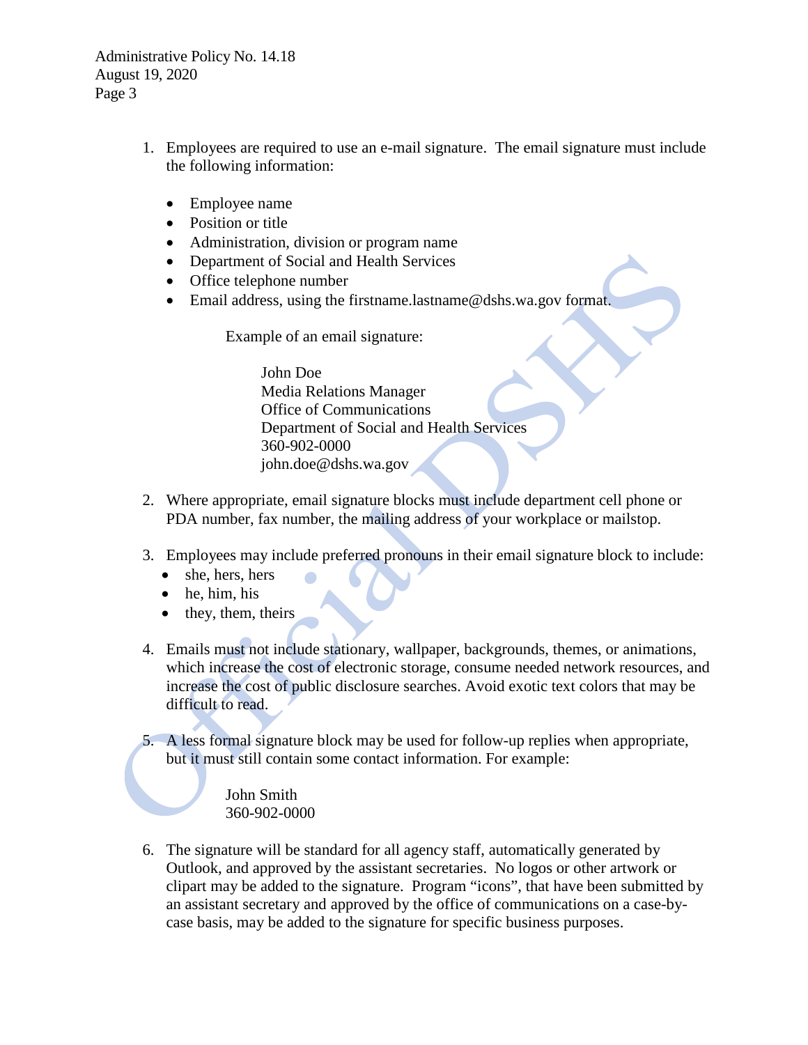1. Employees are required to use an e-mail signature. The email signature must include the following information:

   - Employee name
   - Position or title
   - Administration, division or program name
   - Department of Social and Health Services
   - Office telephone number
   - Email address, using the firstname.lastname@dshs.wa.gov format.

   Example of an email signature:

   John Doe
   Media Relations Manager
   Office of Communications
   Department of Social and Health Services
   360-902-0000
   john.doe@dshs.wa.gov

2. Where appropriate, email signature blocks must include department cell phone or PDA number, fax number, the mailing address of your workplace or mailstop.

3. Employees may include preferred pronouns in their email signature block to include:
   - she, hers, hers
   - he, him, his
   - they, them, theirs

4. Emails must not include stationary, wallpaper, backgrounds, themes, or animations, which increase the cost of electronic storage, consume needed network resources, and increase the cost of public disclosure searches. Avoid exotic text colors that may be difficult to read.

5. A less formal signature block may be used for follow-up replies when appropriate, but it must still contain some contact information. For example:

   John Smith
   360-902-0000

6. The signature will be standard for all agency staff, automatically generated by Outlook, and approved by the assistant secretaries. No logos or other artwork or clipart may be added to the signature. Program "icons", that have been submitted by an assistant secretary and approved by the office of communications on a case-by-case basis, may be added to the signature for specific business purposes.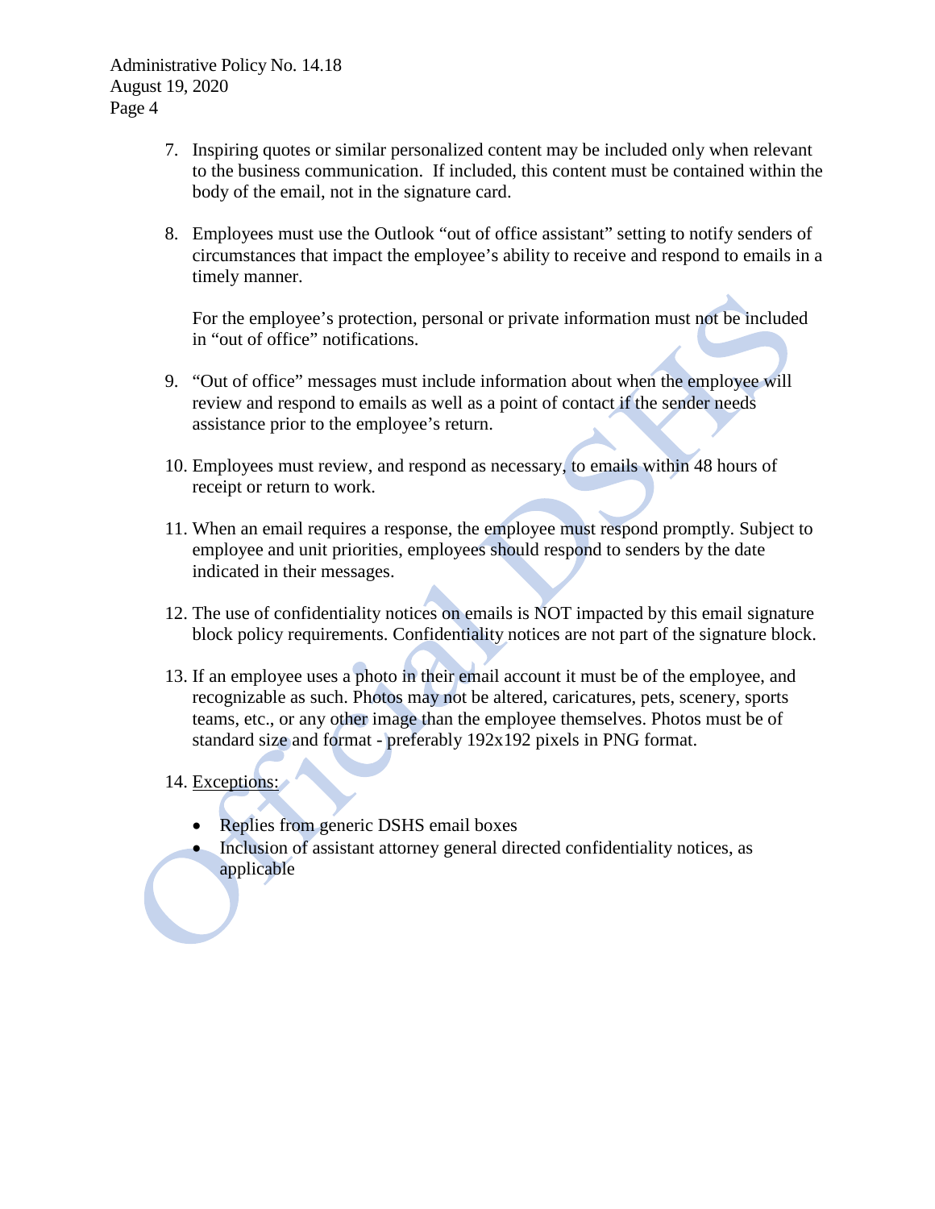7. Inspiring quotes or similar personalized content may be included only when relevant to the business communication. If included, this content must be contained within the body of the email, not in the signature card.

8. Employees must use the Outlook "out of office assistant" setting to notify senders of circumstances that impact the employee's ability to receive and respond to emails in a timely manner.

   For the employee's protection, personal or private information must not be included in "out of office" notifications.

9. "Out of office" messages must include information about when the employee will review and respond to emails as well as a point of contact if the sender needs assistance prior to the employee's return.

10. Employees must review, and respond as necessary, to emails within 48 hours of receipt or return to work.

11. When an email requires a response, the employee must respond promptly. Subject to employee and unit priorities, employees should respond to senders by the date indicated in their messages.

12. The use of confidentiality notices on emails is NOT impacted by this email signature block policy requirements. Confidentiality notices are not part of the signature block.

13. If an employee uses a photo in their email account it must be of the employee, and recognizable as such. Photos may not be altered, caricatures, pets, scenery, sports teams, etc., or any other image than the employee themselves. Photos must be of standard size and format - preferably 192x192 pixels in PNG format.

14. <u>Exceptions:</u>

    - Replies from generic DSHS email boxes
    - Inclusion of assistant attorney general directed confidentiality notices, as applicable